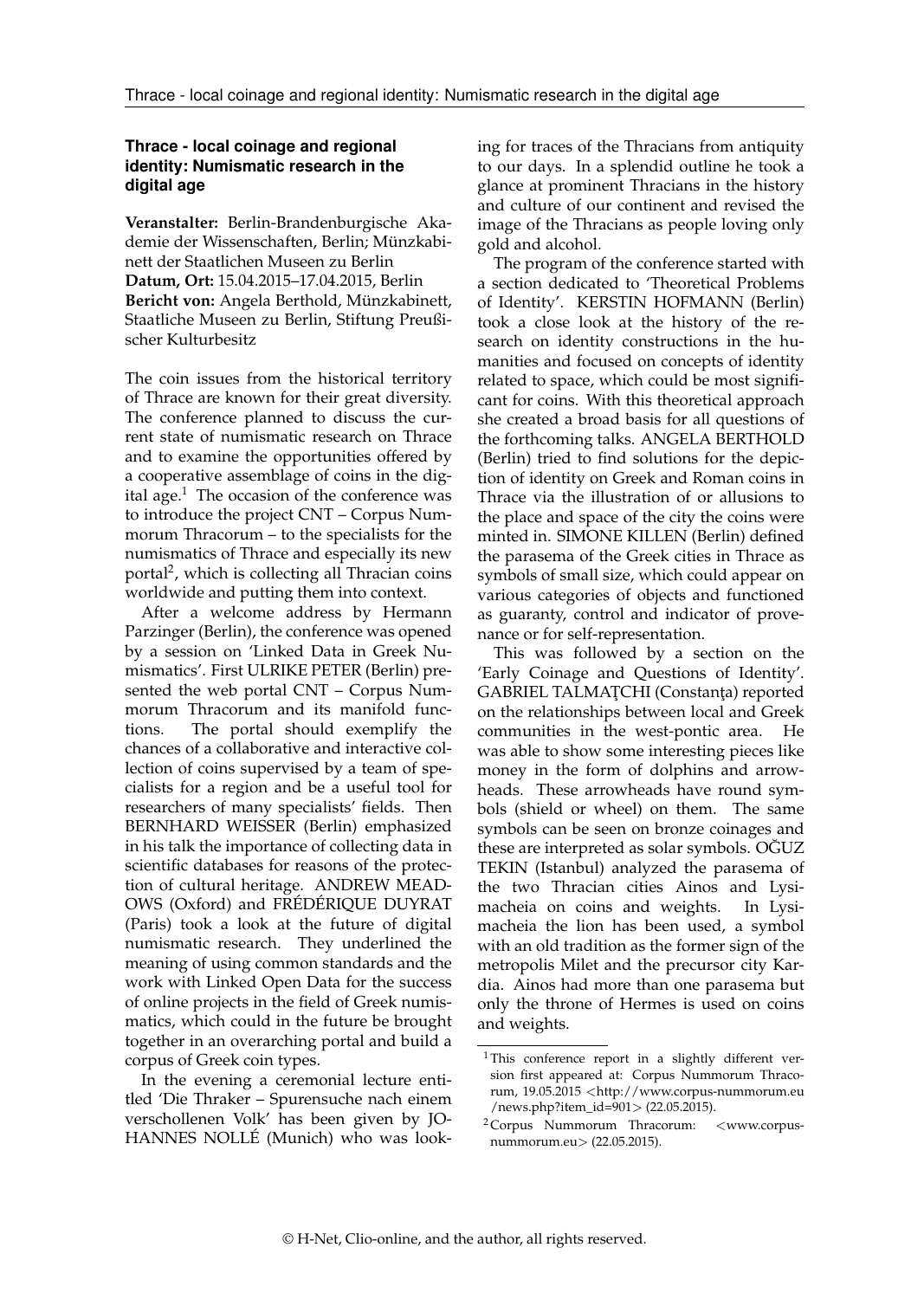## Thrace - local coinage and regional identity: Numismatic research in the digital age

**Veranstalter:** Berlin-Brandenburgische Akademie der Wissenschaften, Berlin; Münzkabinett der Staatlichen Museen zu Berlin
**Datum, Ort:** 15.04.2015–17.04.2015, Berlin
**Bericht von:** Angela Berthold, Münzkabinett, Staatliche Museen zu Berlin, Stiftung Preußischer Kulturbesitz

The coin issues from the historical territory of Thrace are known for their great diversity. The conference planned to discuss the current state of numismatic research on Thrace and to examine the opportunities offered by a cooperative assemblage of coins in the digital age.[1] The occasion of the conference was to introduce the project CNT – Corpus Nummorum Thracorum – to the specialists for the numismatics of Thrace and especially its new portal[2], which is collecting all Thracian coins worldwide and putting them into context.

After a welcome address by Hermann Parzinger (Berlin), the conference was opened by a session on 'Linked Data in Greek Numismatics'. First ULRIKE PETER (Berlin) presented the web portal CNT – Corpus Nummorum Thracorum and its manifold functions. The portal should exemplify the chances of a collaborative and interactive collection of coins supervised by a team of specialists for a region and be a useful tool for researchers of many specialists' fields. Then BERNHARD WEISSER (Berlin) emphasized in his talk the importance of collecting data in scientific databases for reasons of the protection of cultural heritage. ANDREW MEADOWS (Oxford) and FRÉDÉRIQUE DUYRAT (Paris) took a look at the future of digital numismatic research. They underlined the meaning of using common standards and the work with Linked Open Data for the success of online projects in the field of Greek numismatics, which could in the future be brought together in an overarching portal and build a corpus of Greek coin types.

In the evening a ceremonial lecture entitled 'Die Thraker – Spurensuche nach einem verschollenen Volk' has been given by JOHANNES NOLLÉ (Munich) who was looking for traces of the Thracians from antiquity to our days. In a splendid outline he took a glance at prominent Thracians in the history and culture of our continent and revised the image of the Thracians as people loving only gold and alcohol.

The program of the conference started with a section dedicated to 'Theoretical Problems of Identity'. KERSTIN HOFMANN (Berlin) took a close look at the history of the research on identity constructions in the humanities and focused on concepts of identity related to space, which could be most significant for coins. With this theoretical approach she created a broad basis for all questions of the forthcoming talks. ANGELA BERTHOLD (Berlin) tried to find solutions for the depiction of identity on Greek and Roman coins in Thrace via the illustration of or allusions to the place and space of the city the coins were minted in. SIMONE KILLEN (Berlin) defined the parasema of the Greek cities in Thrace as symbols of small size, which could appear on various categories of objects and functioned as guaranty, control and indicator of provenance or for self-representation.

This was followed by a section on the 'Early Coinage and Questions of Identity'. GABRIEL TALMAŢCHI (Constanţa) reported on the relationships between local and Greek communities in the west-pontic area. He was able to show some interesting pieces like money in the form of dolphins and arrowheads. These arrowheads have round symbols (shield or wheel) on them. The same symbols can be seen on bronze coinages and these are interpreted as solar symbols. OĞUZ TEKIN (Istanbul) analyzed the parasema of the two Thracian cities Ainos and Lysimacheia on coins and weights. In Lysimacheia the lion has been used, a symbol with an old tradition as the former sign of the metropolis Milet and the precursor city Kardia. Ainos had more than one parasema but only the throne of Hermes is used on coins and weights.

---

[1] This conference report in a slightly different version first appeared at: Corpus Nummorum Thracorum, 19.05.2015 <http://www.corpus-nummorum.eu/news.php?item_id=901> (22.05.2015).

[2] Corpus Nummorum Thracorum: <www.corpus-nummorum.eu> (22.05.2015).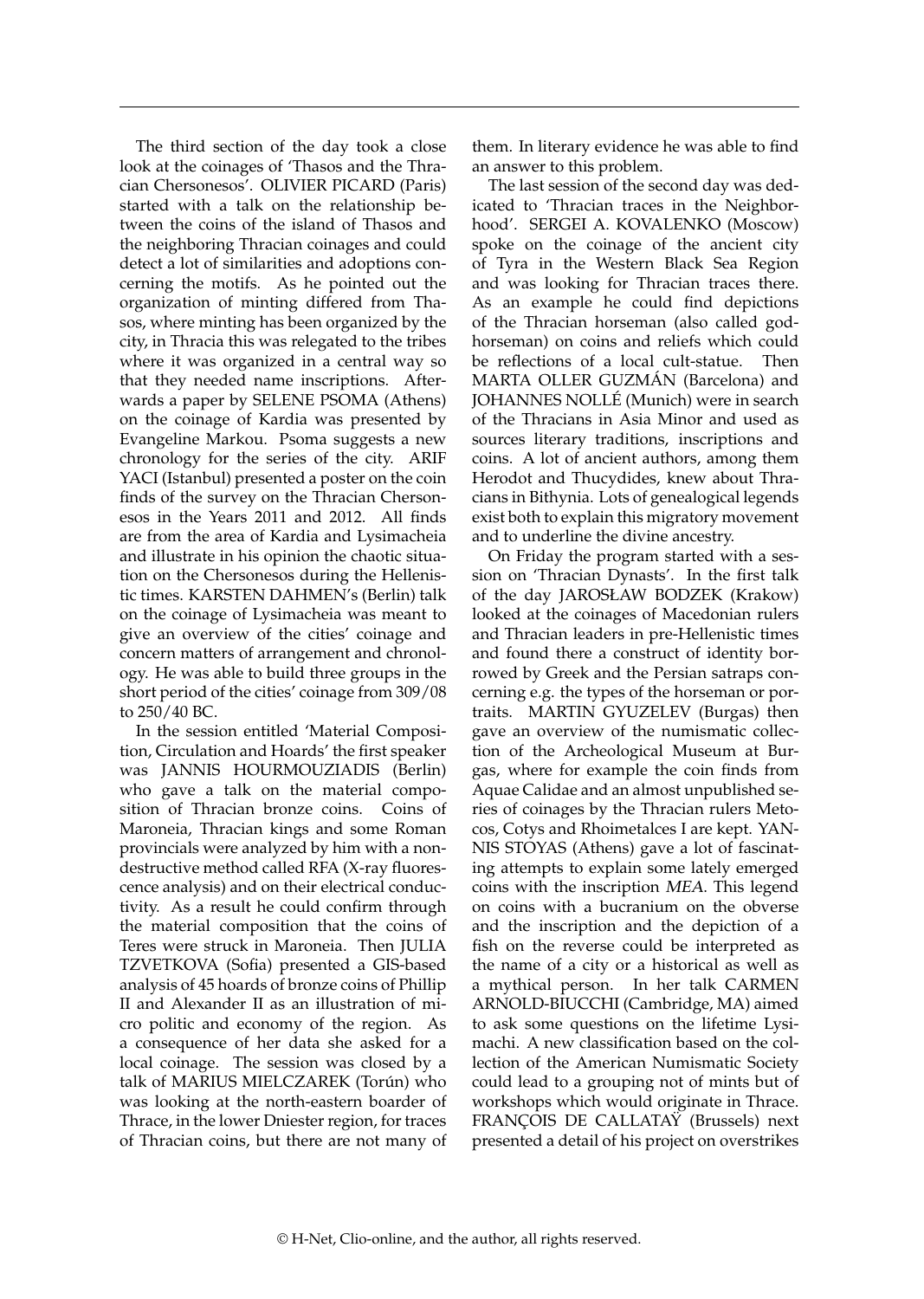The third section of the day took a close look at the coinages of 'Thasos and the Thracian Chersonesos'. OLIVIER PICARD (Paris) started with a talk on the relationship between the coins of the island of Thasos and the neighboring Thracian coinages and could detect a lot of similarities and adoptions concerning the motifs. As he pointed out the organization of minting differed from Thasos, where minting has been organized by the city, in Thracia this was relegated to the tribes where it was organized in a central way so that they needed name inscriptions. Afterwards a paper by SELENE PSOMA (Athens) on the coinage of Kardia was presented by Evangeline Markou. Psoma suggests a new chronology for the series of the city. ARIF YACI (Istanbul) presented a poster on the coin finds of the survey on the Thracian Chersonesos in the Years 2011 and 2012. All finds are from the area of Kardia and Lysimacheia and illustrate in his opinion the chaotic situation on the Chersonesos during the Hellenistic times. KARSTEN DAHMEN's (Berlin) talk on the coinage of Lysimacheia was meant to give an overview of the cities' coinage and concern matters of arrangement and chronology. He was able to build three groups in the short period of the cities' coinage from 309/08 to 250/40 BC.

In the session entitled 'Material Composition, Circulation and Hoards' the first speaker was JANNIS HOURMOUZIADIS (Berlin) who gave a talk on the material composition of Thracian bronze coins. Coins of Maroneia, Thracian kings and some Roman provincials were analyzed by him with a non-destructive method called RFA (X-ray fluorescence analysis) and on their electrical conductivity. As a result he could confirm through the material composition that the coins of Teres were struck in Maroneia. Then JULIA TZVETKOVA (Sofia) presented a GIS-based analysis of 45 hoards of bronze coins of Phillip II and Alexander II as an illustration of micro politic and economy of the region. As a consequence of her data she asked for a local coinage. The session was closed by a talk of MARIUS MIELCZAREK (Torún) who was looking at the north-eastern boarder of Thrace, in the lower Dniester region, for traces of Thracian coins, but there are not many of them. In literary evidence he was able to find an answer to this problem.

The last session of the second day was dedicated to 'Thracian traces in the Neighborhood'. SERGEI A. KOVALENKO (Moscow) spoke on the coinage of the ancient city of Tyra in the Western Black Sea Region and was looking for Thracian traces there. As an example he could find depictions of the Thracian horseman (also called god-horseman) on coins and reliefs which could be reflections of a local cult-statue. Then MARTA OLLER GUZMÁN (Barcelona) and JOHANNES NOLLÉ (Munich) were in search of the Thracians in Asia Minor and used as sources literary traditions, inscriptions and coins. A lot of ancient authors, among them Herodot and Thucydides, knew about Thracians in Bithynia. Lots of genealogical legends exist both to explain this migratory movement and to underline the divine ancestry.

On Friday the program started with a session on 'Thracian Dynasts'. In the first talk of the day JAROSŁAW BODZEK (Krakow) looked at the coinages of Macedonian rulers and Thracian leaders in pre-Hellenistic times and found there a construct of identity borrowed by Greek and the Persian satraps concerning e.g. the types of the horseman or portraits. MARTIN GYUZELEV (Burgas) then gave an overview of the numismatic collection of the Archeological Museum at Burgas, where for example the coin finds from Aquae Calidae and an almost unpublished series of coinages by the Thracian rulers Metocos, Cotys and Rhoimetalces I are kept. YANNIS STOYAS (Athens) gave a lot of fascinating attempts to explain some lately emerged coins with the inscription *MEA*. This legend on coins with a bucranium on the obverse and the inscription and the depiction of a fish on the reverse could be interpreted as the name of a city or a historical as well as a mythical person. In her talk CARMEN ARNOLD-BIUCCHI (Cambridge, MA) aimed to ask some questions on the lifetime Lysimachi. A new classification based on the collection of the American Numismatic Society could lead to a grouping not of mints but of workshops which would originate in Thrace. FRANÇOIS DE CALLATAŸ (Brussels) next presented a detail of his project on overstrikes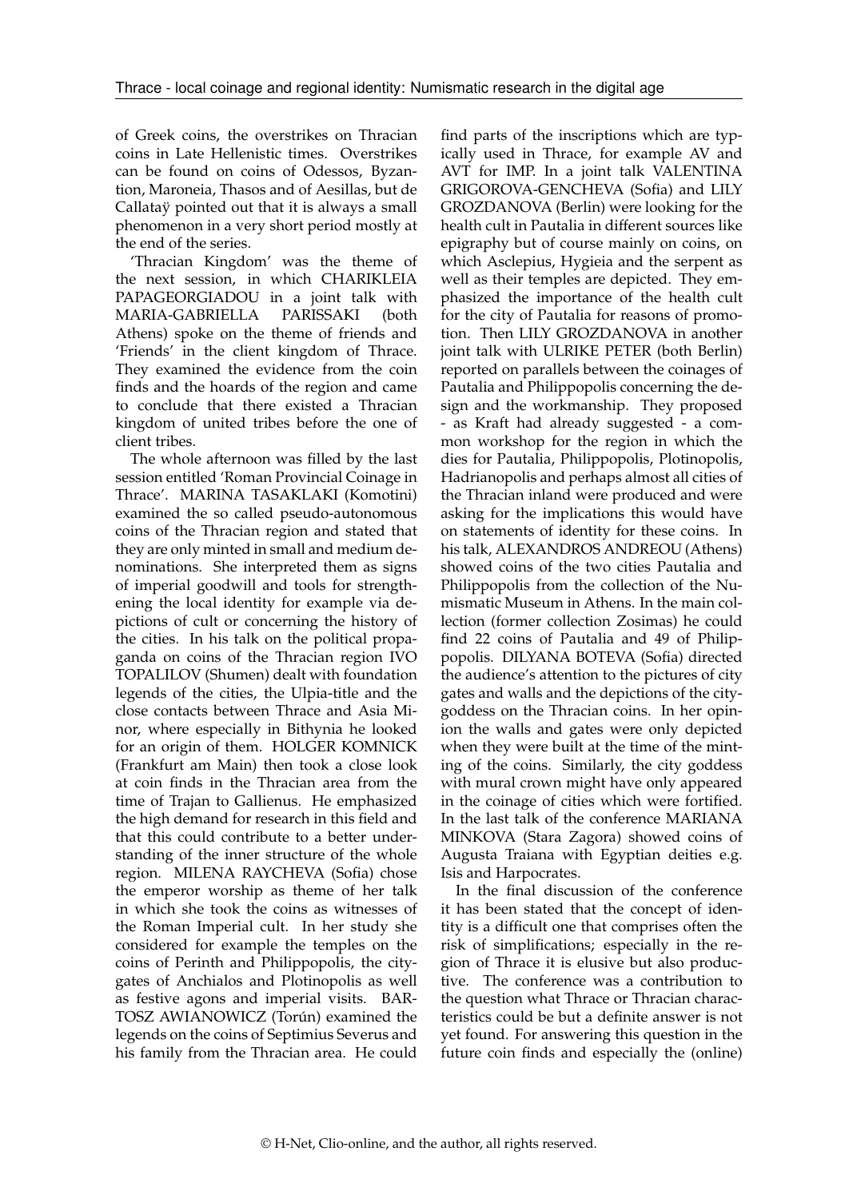of Greek coins, the overstrikes on Thracian coins in Late Hellenistic times. Overstrikes can be found on coins of Odessos, Byzantion, Maroneia, Thasos and of Aesillas, but de Callataÿ pointed out that it is always a small phenomenon in a very short period mostly at the end of the series.

'Thracian Kingdom' was the theme of the next session, in which CHARIKLEIA PAPAGEORGIADOU in a joint talk with MARIA-GABRIELLA PARISSAKI (both Athens) spoke on the theme of friends and 'Friends' in the client kingdom of Thrace. They examined the evidence from the coin finds and the hoards of the region and came to conclude that there existed a Thracian kingdom of united tribes before the one of client tribes.

The whole afternoon was filled by the last session entitled 'Roman Provincial Coinage in Thrace'. MARINA TASAKLAKI (Komotini) examined the so called pseudo-autonomous coins of the Thracian region and stated that they are only minted in small and medium denominations. She interpreted them as signs of imperial goodwill and tools for strengthening the local identity for example via depictions of cult or concerning the history of the cities. In his talk on the political propaganda on coins of the Thracian region IVO TOPALILOV (Shumen) dealt with foundation legends of the cities, the Ulpia-title and the close contacts between Thrace and Asia Minor, where especially in Bithynia he looked for an origin of them. HOLGER KOMNICK (Frankfurt am Main) then took a close look at coin finds in the Thracian area from the time of Trajan to Gallienus. He emphasized the high demand for research in this field and that this could contribute to a better understanding of the inner structure of the whole region. MILENA RAYCHEVA (Sofia) chose the emperor worship as theme of her talk in which she took the coins as witnesses of the Roman Imperial cult. In her study she considered for example the temples on the coins of Perinth and Philippopolis, the city-gates of Anchialos and Plotinopolis as well as festive agons and imperial visits. BARTOSZ AWIANOWICZ (Torún) examined the legends on the coins of Septimius Severus and his family from the Thracian area. He could find parts of the inscriptions which are typically used in Thrace, for example AV and AVT for IMP. In a joint talk VALENTINA GRIGOROVA-GENCHEVA (Sofia) and LILY GROZDANOVA (Berlin) were looking for the health cult in Pautalia in different sources like epigraphy but of course mainly on coins, on which Asclepius, Hygieia and the serpent as well as their temples are depicted. They emphasized the importance of the health cult for the city of Pautalia for reasons of promotion. Then LILY GROZDANOVA in another joint talk with ULRIKE PETER (both Berlin) reported on parallels between the coinages of Pautalia and Philippopolis concerning the design and the workmanship. They proposed - as Kraft had already suggested - a common workshop for the region in which the dies for Pautalia, Philippopolis, Plotinopolis, Hadrianopolis and perhaps almost all cities of the Thracian inland were produced and were asking for the implications this would have on statements of identity for these coins. In his talk, ALEXANDROS ANDREOU (Athens) showed coins of the two cities Pautalia and Philippopolis from the collection of the Numismatic Museum in Athens. In the main collection (former collection Zosimas) he could find 22 coins of Pautalia and 49 of Philippopolis. DILYANA BOTEVA (Sofia) directed the audience's attention to the pictures of city gates and walls and the depictions of the city-goddess on the Thracian coins. In her opinion the walls and gates were only depicted when they were built at the time of the minting of the coins. Similarly, the city goddess with mural crown might have only appeared in the coinage of cities which were fortified. In the last talk of the conference MARIANA MINKOVA (Stara Zagora) showed coins of Augusta Traiana with Egyptian deities e.g. Isis and Harpocrates.

In the final discussion of the conference it has been stated that the concept of identity is a difficult one that comprises often the risk of simplifications; especially in the region of Thrace it is elusive but also productive. The conference was a contribution to the question what Thrace or Thracian characteristics could be but a definite answer is not yet found. For answering this question in the future coin finds and especially the (online)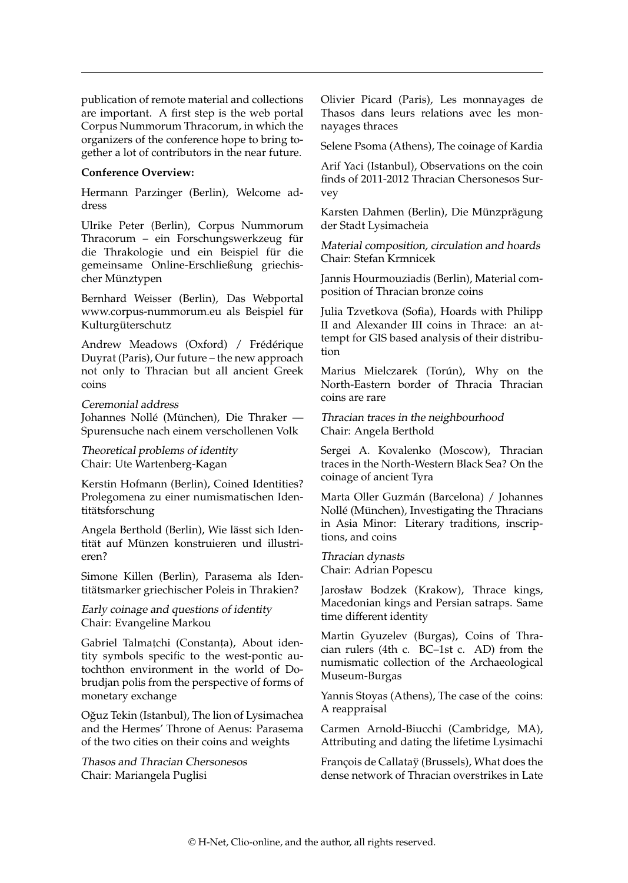publication of remote material and collections are important. A first step is the web portal Corpus Nummorum Thracorum, in which the organizers of the conference hope to bring together a lot of contributors in the near future.

**Conference Overview:**

Hermann Parzinger (Berlin), Welcome address

Ulrike Peter (Berlin), Corpus Nummorum Thracorum – ein Forschungswerkzeug für die Thrakologie und ein Beispiel für die gemeinsame Online-Erschließung griechischer Münztypen

Bernhard Weisser (Berlin), Das Webportal www.corpus-nummorum.eu als Beispiel für Kulturgüterschutz

Andrew Meadows (Oxford) / Frédérique Duyrat (Paris), Our future – the new approach not only to Thracian but all ancient Greek coins

*Ceremonial address*
Johannes Nollé (München), Die Thraker — Spurensuche nach einem verschollenen Volk

*Theoretical problems of identity*
Chair: Ute Wartenberg-Kagan

Kerstin Hofmann (Berlin), Coined Identities? Prolegomena zu einer numismatischen Identitätsforschung

Angela Berthold (Berlin), Wie lässt sich Identität auf Münzen konstruieren und illustrieren?

Simone Killen (Berlin), Parasema als Identitätsmarker griechischer Poleis in Thrakien?

*Early coinage and questions of identity*
Chair: Evangeline Markou

Gabriel Talmațchi (Constanța), About identity symbols specific to the west-pontic autochthon environment in the world of Dobrudjan polis from the perspective of forms of monetary exchange

Oğuz Tekin (Istanbul), The lion of Lysimachea and the Hermes' Throne of Aenus: Parasema of the two cities on their coins and weights

*Thasos and Thracian Chersonesos*
Chair: Mariangela Puglisi

Olivier Picard (Paris), Les monnayages de Thasos dans leurs relations avec les monnayages thraces

Selene Psoma (Athens), The coinage of Kardia

Arif Yaci (Istanbul), Observations on the coin finds of 2011-2012 Thracian Chersonesos Survey

Karsten Dahmen (Berlin), Die Münzprägung der Stadt Lysimacheia

*Material composition, circulation and hoards*
Chair: Stefan Krmnicek

Jannis Hourmouziadis (Berlin), Material composition of Thracian bronze coins

Julia Tzvetkova (Sofia), Hoards with Philipp II and Alexander III coins in Thrace: an attempt for GIS based analysis of their distribution

Marius Mielczarek (Torún), Why on the North-Eastern border of Thracia Thracian coins are rare

*Thracian traces in the neighbourhood*
Chair: Angela Berthold

Sergei A. Kovalenko (Moscow), Thracian traces in the North-Western Black Sea? On the coinage of ancient Tyra

Marta Oller Guzmán (Barcelona) / Johannes Nollé (München), Investigating the Thracians in Asia Minor: Literary traditions, inscriptions, and coins

*Thracian dynasts*
Chair: Adrian Popescu

Jarosław Bodzek (Krakow), Thrace kings, Macedonian kings and Persian satraps. Same time different identity

Martin Gyuzelev (Burgas), Coins of Thracian rulers (4th c. BC–1st c. AD) from the numismatic collection of the Archaeological Museum-Burgas

Yannis Stoyas (Athens), The case of the coins: A reappraisal

Carmen Arnold-Biucchi (Cambridge, MA), Attributing and dating the lifetime Lysimachi

François de Callataÿ (Brussels), What does the dense network of Thracian overstrikes in Late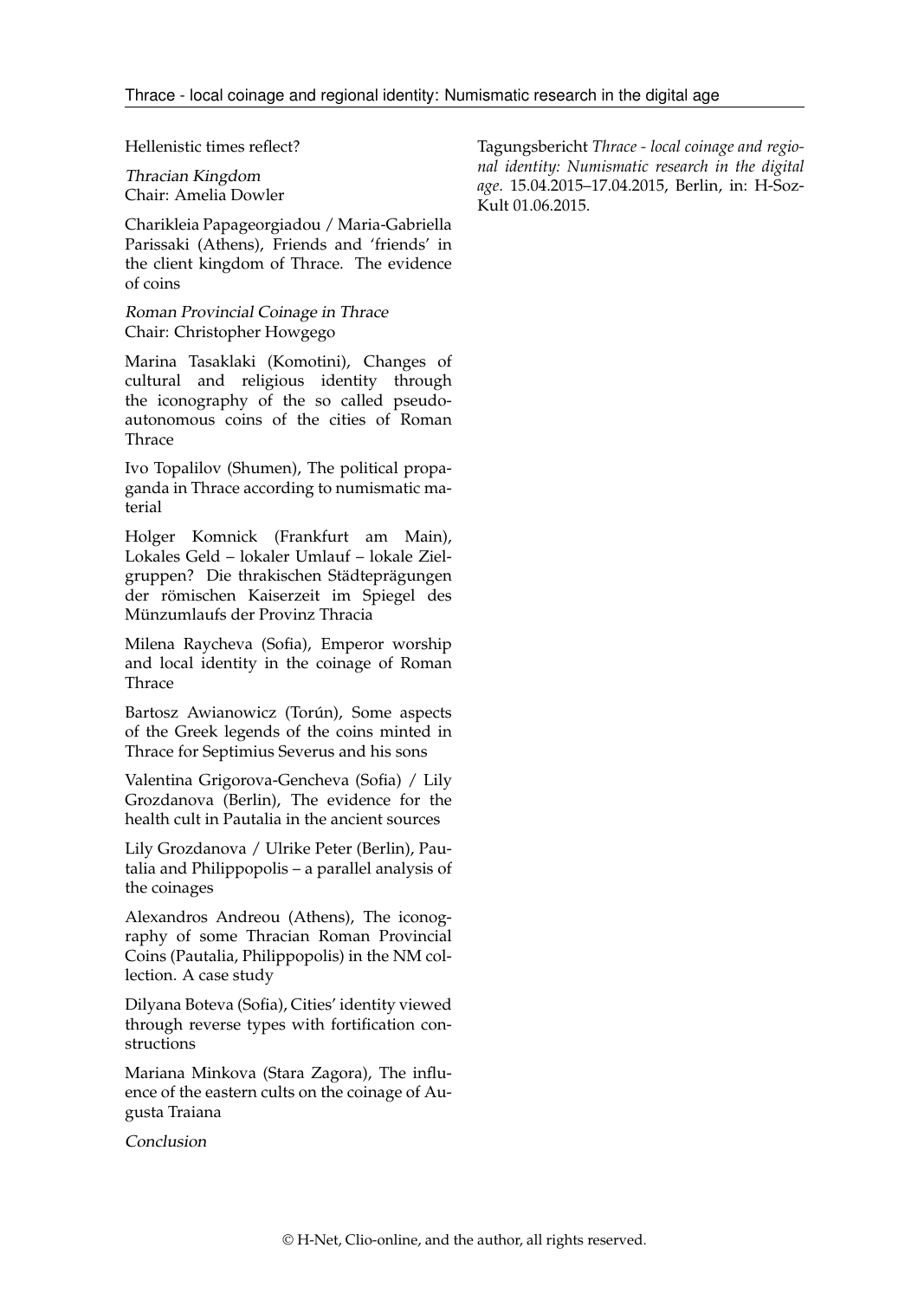Hellenistic times reflect?

*Thracian Kingdom*
Chair: Amelia Dowler

Charikleia Papageorgiadou / Maria-Gabriella Parissaki (Athens), Friends and 'friends' in the client kingdom of Thrace. The evidence of coins

*Roman Provincial Coinage in Thrace*
Chair: Christopher Howgego

Marina Tasaklaki (Komotini), Changes of cultural and religious identity through the iconography of the so called pseudo-autonomous coins of the cities of Roman Thrace

Ivo Topalilov (Shumen), The political propaganda in Thrace according to numismatic material

Holger Komnick (Frankfurt am Main), Lokales Geld – lokaler Umlauf – lokale Zielgruppen? Die thrakischen Städteprägungen der römischen Kaiserzeit im Spiegel des Münzumlaufs der Provinz Thracia

Milena Raycheva (Sofia), Emperor worship and local identity in the coinage of Roman Thrace

Bartosz Awianowicz (Torún), Some aspects of the Greek legends of the coins minted in Thrace for Septimius Severus and his sons

Valentina Grigorova-Gencheva (Sofia) / Lily Grozdanova (Berlin), The evidence for the health cult in Pautalia in the ancient sources

Lily Grozdanova / Ulrike Peter (Berlin), Pautalia and Philippopolis – a parallel analysis of the coinages

Alexandros Andreou (Athens), The iconography of some Thracian Roman Provincial Coins (Pautalia, Philippopolis) in the NM collection. A case study

Dilyana Boteva (Sofia), Cities' identity viewed through reverse types with fortification constructions

Mariana Minkova (Stara Zagora), The influence of the eastern cults on the coinage of Augusta Traiana

*Conclusion*

Tagungsbericht *Thrace - local coinage and regional identity: Numismatic research in the digital age*. 15.04.2015–17.04.2015, Berlin, in: H-Soz-Kult 01.06.2015.